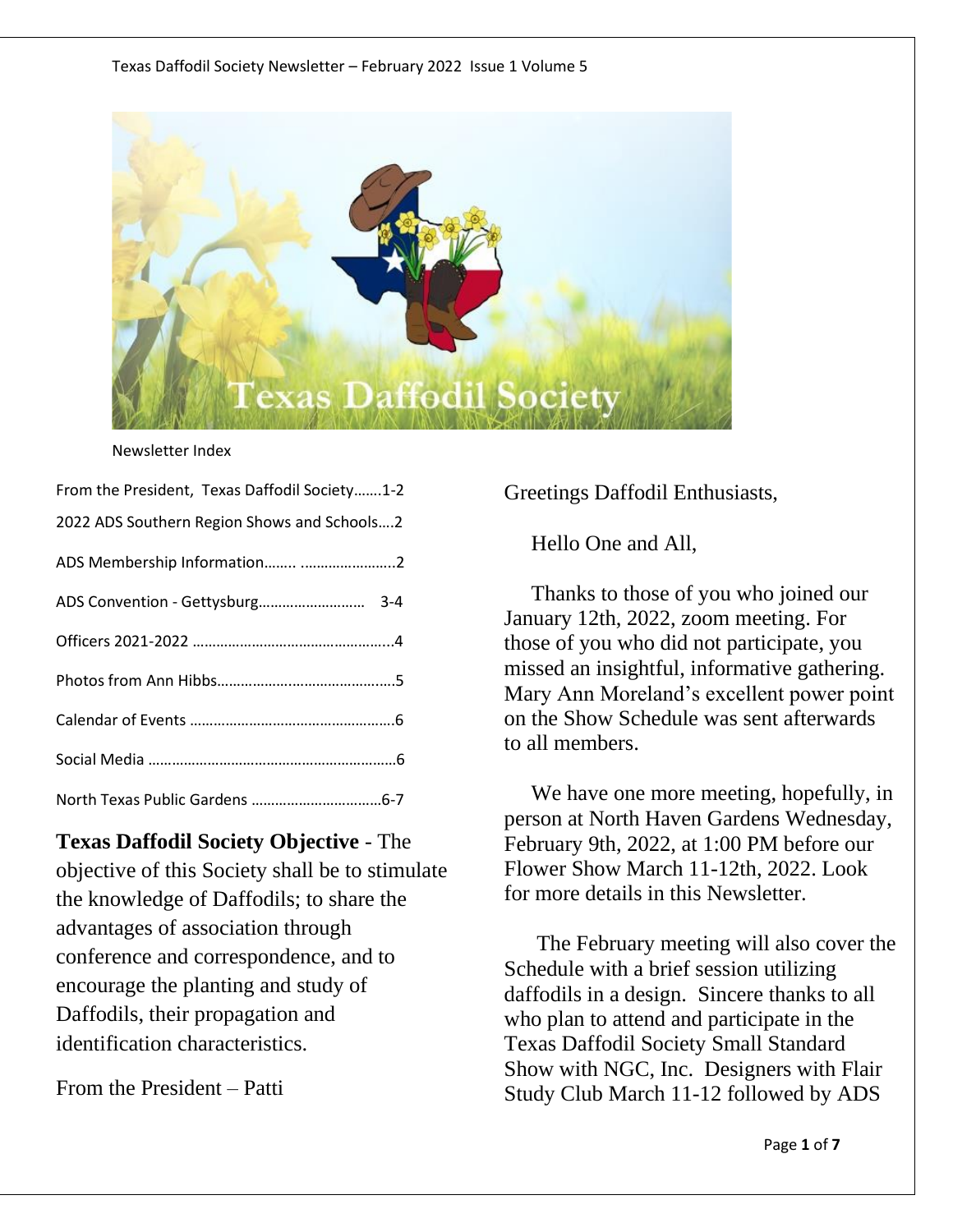Newsletter Index

| | |
|---|---|
| From the President, Texas Daffodil Society | 1-2 |
| 2022 ADS Southern Region Shows and Schools | 2 |
| ADS Membership Information | 2 |
| ADS Convention - Gettysburg | 3-4 |
| Officers 2021-2022 | 4 |
| Photos from Ann Hibbs | 5 |
| Calendar of Events | 6 |
| Social Media | 6 |
| North Texas Public Gardens | 6-7 |

**Texas Daffodil Society Objective** - The objective of this Society shall be to stimulate the knowledge of Daffodils; to share the advantages of association through conference and correspondence, and to encourage the planting and study of Daffodils, their propagation and identification characteristics.

From the President – Patti

Greetings Daffodil Enthusiasts,

Hello One and All,

Thanks to those of you who joined our January 12th, 2022, zoom meeting. For those of you who did not participate, you missed an insightful, informative gathering. Mary Ann Moreland's excellent power point on the Show Schedule was sent afterwards to all members.

We have one more meeting, hopefully, in person at North Haven Gardens Wednesday, February 9th, 2022, at 1:00 PM before our Flower Show March 11-12th, 2022. Look for more details in this Newsletter.

The February meeting will also cover the Schedule with a brief session utilizing daffodils in a design. Sincere thanks to all who plan to attend and participate in the Texas Daffodil Society Small Standard Show with NGC, Inc. Designers with Flair Study Club March 11-12 followed by ADS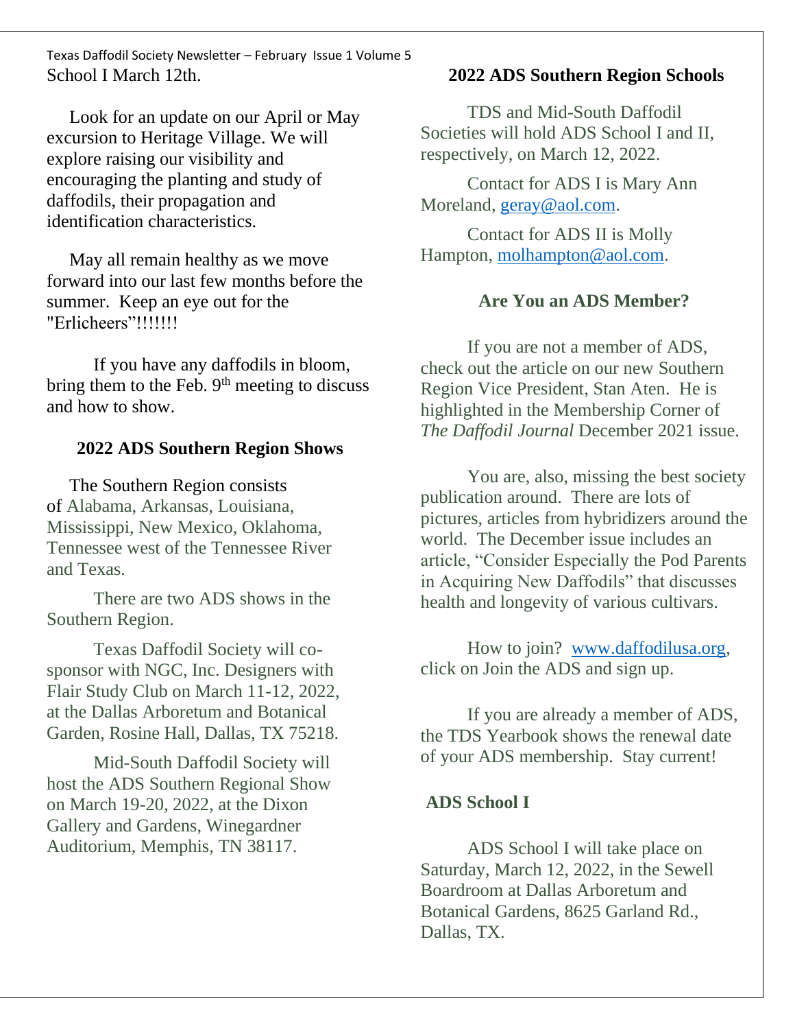School I March 12th.

Look for an update on our April or May excursion to Heritage Village. We will explore raising our visibility and encouraging the planting and study of daffodils, their propagation and identification characteristics.

May all remain healthy as we move forward into our last few months before the summer. Keep an eye out for the "Erlicheers"!!!!!!!

If you have any daffodils in bloom, bring them to the Feb. 9th meeting to discuss and how to show.

## 2022 ADS Southern Region Shows

The Southern Region consists of Alabama, Arkansas, Louisiana, Mississippi, New Mexico, Oklahoma, Tennessee west of the Tennessee River and Texas.

There are two ADS shows in the Southern Region.

Texas Daffodil Society will co-sponsor with NGC, Inc. Designers with Flair Study Club on March 11-12, 2022, at the Dallas Arboretum and Botanical Garden, Rosine Hall, Dallas, TX 75218.

Mid-South Daffodil Society will host the ADS Southern Regional Show on March 19-20, 2022, at the Dixon Gallery and Gardens, Winegardner Auditorium, Memphis, TN 38117.

## 2022 ADS Southern Region Schools

TDS and Mid-South Daffodil Societies will hold ADS School I and II, respectively, on March 12, 2022.

Contact for ADS I is Mary Ann Moreland, geray@aol.com.

Contact for ADS II is Molly Hampton, molhampton@aol.com.

## Are You an ADS Member?

If you are not a member of ADS, check out the article on our new Southern Region Vice President, Stan Aten. He is highlighted in the Membership Corner of *The Daffodil Journal* December 2021 issue.

You are, also, missing the best society publication around. There are lots of pictures, articles from hybridizers around the world. The December issue includes an article, "Consider Especially the Pod Parents in Acquiring New Daffodils" that discusses health and longevity of various cultivars.

How to join? www.daffodilusa.org, click on Join the ADS and sign up.

If you are already a member of ADS, the TDS Yearbook shows the renewal date of your ADS membership. Stay current!

## ADS School I

ADS School I will take place on Saturday, March 12, 2022, in the Sewell Boardroom at Dallas Arboretum and Botanical Gardens, 8625 Garland Rd., Dallas, TX.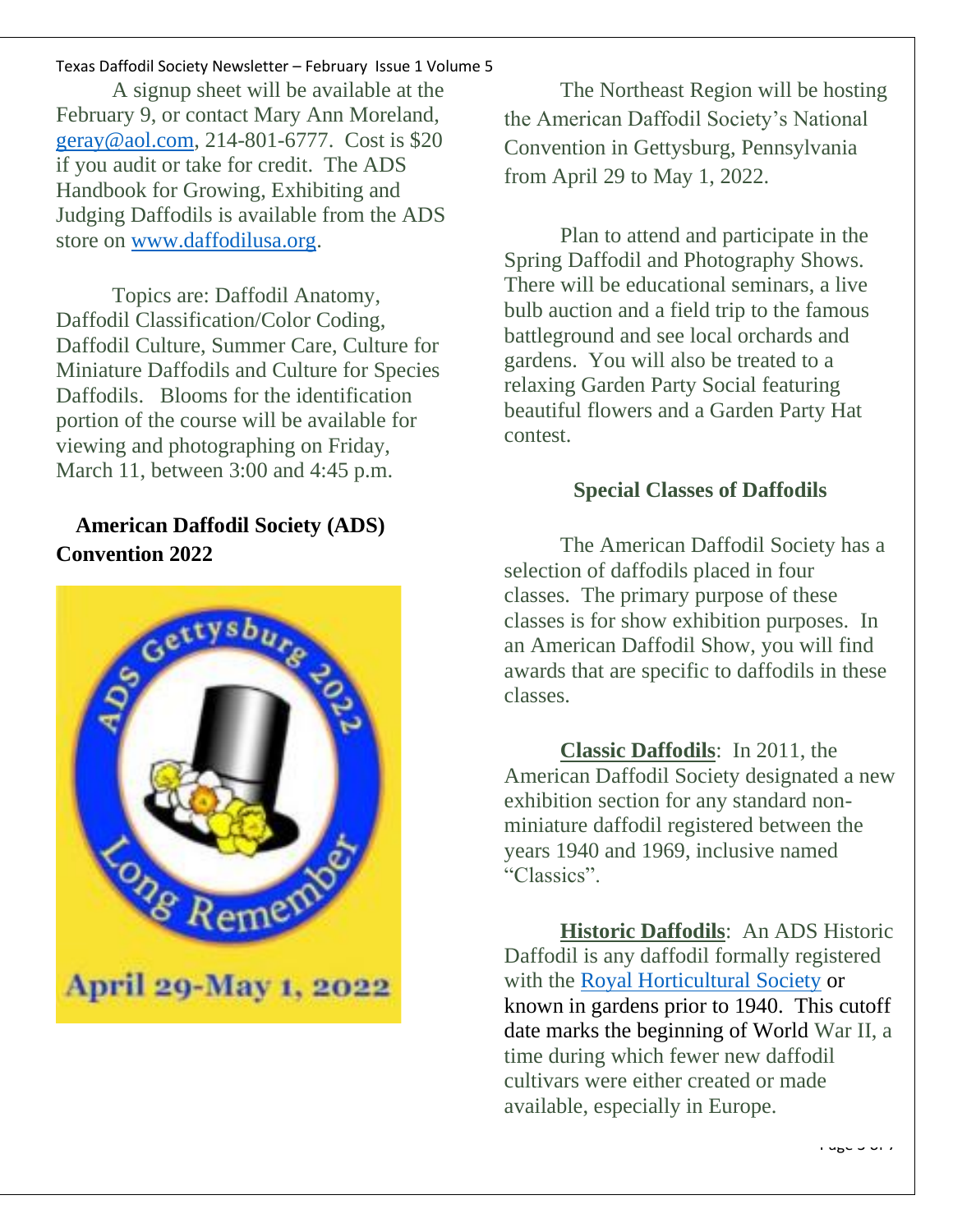A signup sheet will be available at the February 9, or contact Mary Ann Moreland, geray@aol.com, 214-801-6777. Cost is $20 if you audit or take for credit. The ADS Handbook for Growing, Exhibiting and Judging Daffodils is available from the ADS store on www.daffodilusa.org.

Topics are: Daffodil Anatomy, Daffodil Classification/Color Coding, Daffodil Culture, Summer Care, Culture for Miniature Daffodils and Culture for Species Daffodils. Blooms for the identification portion of the course will be available for viewing and photographing on Friday, March 11, between 3:00 and 4:45 p.m.

## American Daffodil Society (ADS) Convention 2022

ADS Gettysburg 2022

Long Remember

April 29-May 1, 2022

The Northeast Region will be hosting the American Daffodil Society's National Convention in Gettysburg, Pennsylvania from April 29 to May 1, 2022.

Plan to attend and participate in the Spring Daffodil and Photography Shows. There will be educational seminars, a live bulb auction and a field trip to the famous battleground and see local orchards and gardens. You will also be treated to a relaxing Garden Party Social featuring beautiful flowers and a Garden Party Hat contest.

## Special Classes of Daffodils

The American Daffodil Society has a selection of daffodils placed in four classes. The primary purpose of these classes is for show exhibition purposes. In an American Daffodil Show, you will find awards that are specific to daffodils in these classes.

**Classic Daffodils**: In 2011, the American Daffodil Society designated a new exhibition section for any standard non-miniature daffodil registered between the years 1940 and 1969, inclusive named "Classics".

**Historic Daffodils**: An ADS Historic Daffodil is any daffodil formally registered with the Royal Horticultural Society or known in gardens prior to 1940. This cutoff date marks the beginning of World War II, a time during which fewer new daffodil cultivars were either created or made available, especially in Europe.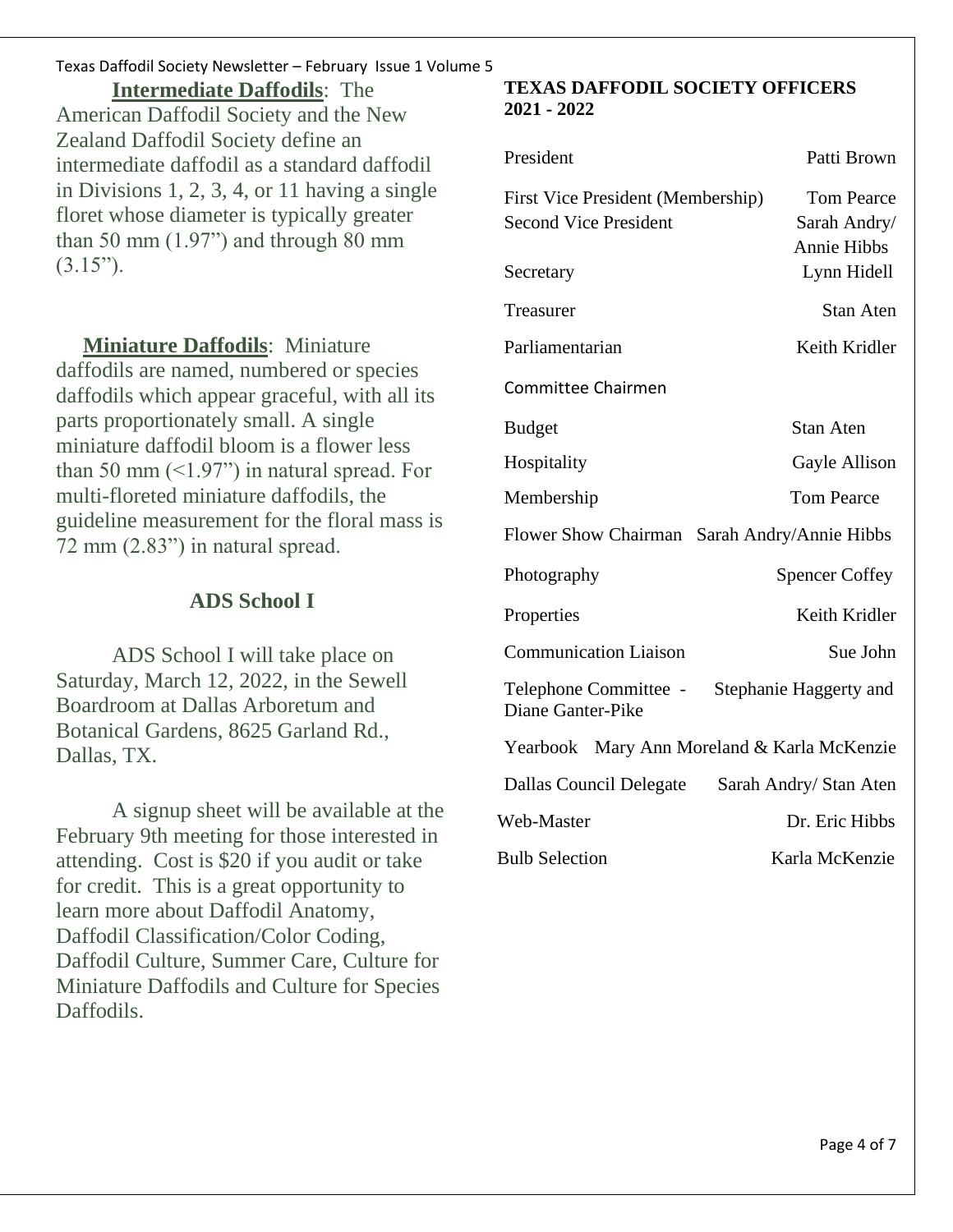**Intermediate Daffodils**: The American Daffodil Society and the New Zealand Daffodil Society define an intermediate daffodil as a standard daffodil in Divisions 1, 2, 3, 4, or 11 having a single floret whose diameter is typically greater than 50 mm (1.97") and through 80 mm (3.15").

**Miniature Daffodils**: Miniature daffodils are named, numbered or species daffodils which appear graceful, with all its parts proportionately small. A single miniature daffodil bloom is a flower less than 50 mm (<1.97") in natural spread. For multi-floreted miniature daffodils, the guideline measurement for the floral mass is 72 mm (2.83") in natural spread.

## ADS School I

ADS School I will take place on Saturday, March 12, 2022, in the Sewell Boardroom at Dallas Arboretum and Botanical Gardens, 8625 Garland Rd., Dallas, TX.

A signup sheet will be available at the February 9th meeting for those interested in attending. Cost is $20 if you audit or take for credit. This is a great opportunity to learn more about Daffodil Anatomy, Daffodil Classification/Color Coding, Daffodil Culture, Summer Care, Culture for Miniature Daffodils and Culture for Species Daffodils.

## TEXAS DAFFODIL SOCIETY OFFICERS 2021 - 2022

| | |
|---|---|
| President | Patti Brown |
| First Vice President (Membership) | Tom Pearce |
| Second Vice President | Sarah Andry/ Annie Hibbs |
| Secretary | Lynn Hidell |
| Treasurer | Stan Aten |
| Parliamentarian | Keith Kridler |

**Committee Chairmen**

| | |
|---|---|
| Budget | Stan Aten |
| Hospitality | Gayle Allison |
| Membership | Tom Pearce |
| Flower Show Chairman | Sarah Andry/Annie Hibbs |
| Photography | Spencer Coffey |
| Properties | Keith Kridler |
| Communication Liaison | Sue John |
| Telephone Committee - | Stephanie Haggerty and Diane Ganter-Pike |
| Yearbook | Mary Ann Moreland & Karla McKenzie |
| Dallas Council Delegate | Sarah Andry/ Stan Aten |
| Web-Master | Dr. Eric Hibbs |
| Bulb Selection | Karla McKenzie |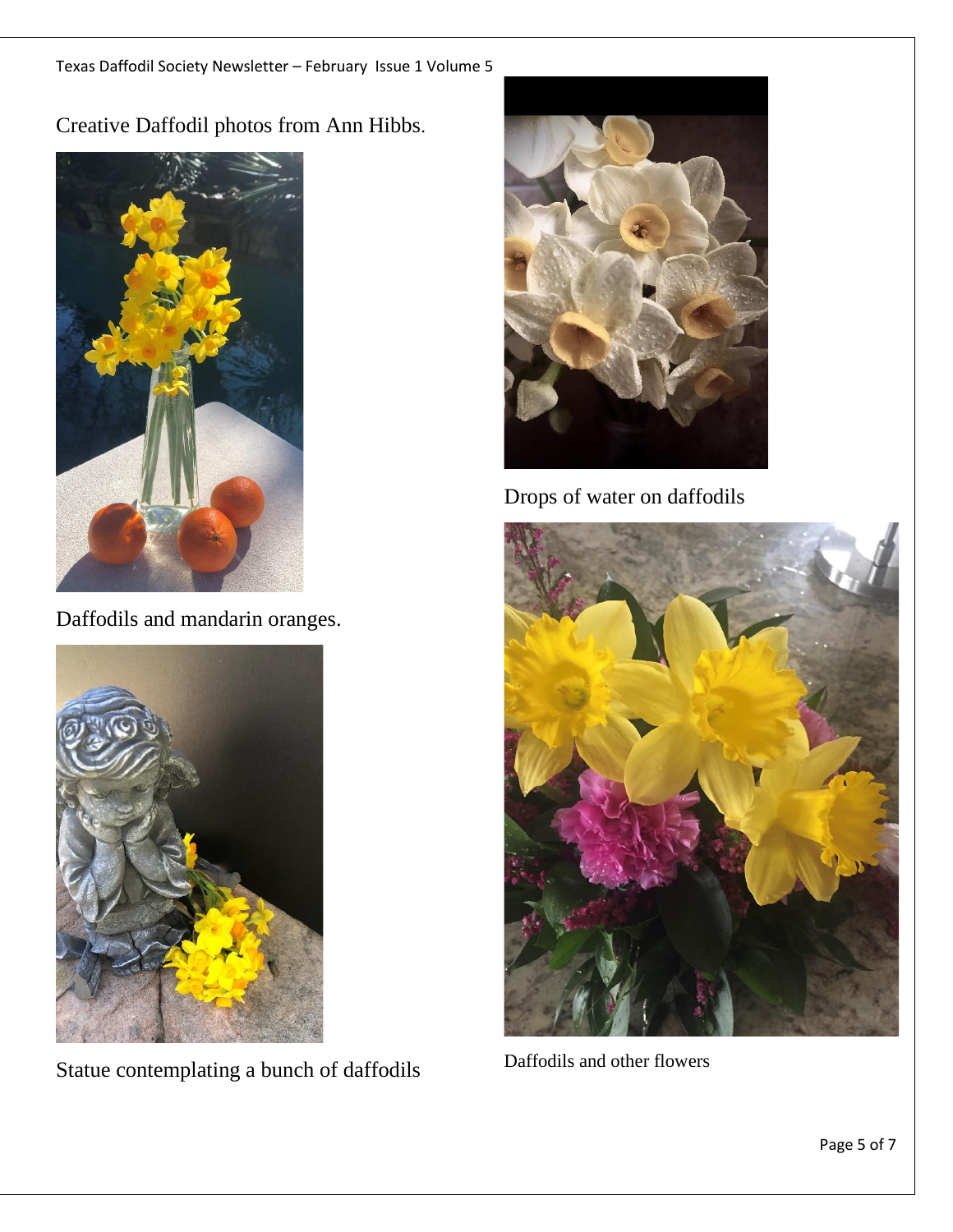Creative Daffodil photos from Ann Hibbs.

Daffodils and mandarin oranges.

Statue contemplating a bunch of daffodils

Drops of water on daffodils

Daffodils and other flowers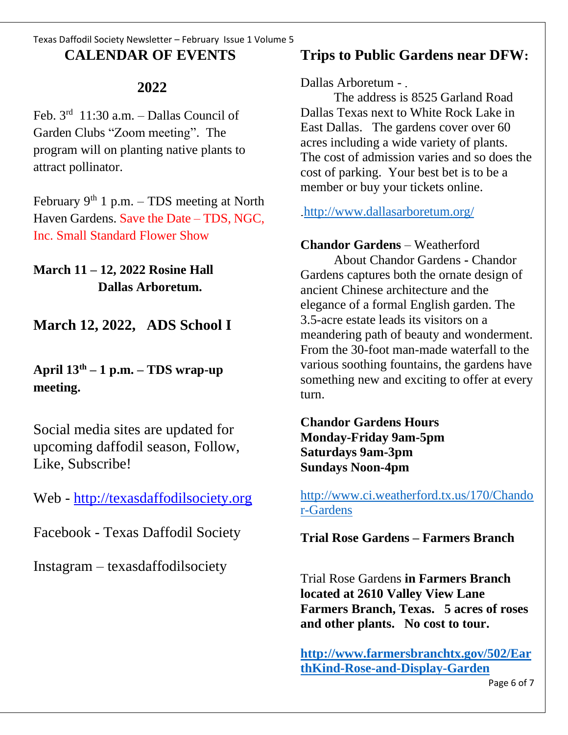# CALENDAR OF EVENTS

## 2022

Feb. 3rd 11:30 a.m. – Dallas Council of Garden Clubs “Zoom meeting”. The program will on planting native plants to attract pollinator.

February 9th 1 p.m. – TDS meeting at North Haven Gardens. Save the Date – TDS, NGC, Inc. Small Standard Flower Show

**March 11 – 12, 2022 Rosine Hall Dallas Arboretum.**

**March 12, 2022, ADS School I**

**April 13th – 1 p.m. – TDS wrap-up meeting.**

Social media sites are updated for upcoming daffodil season, Follow, Like, Subscribe!

Web - http://texasdaffodilsociety.org

Facebook - Texas Daffodil Society

Instagram – texasdaffodilsociety

# Trips to Public Gardens near DFW:

Dallas Arboretum -

The address is 8525 Garland Road Dallas Texas next to White Rock Lake in East Dallas. The gardens cover over 60 acres including a wide variety of plants. The cost of admission varies and so does the cost of parking. Your best bet is to be a member or buy your tickets online.

http://www.dallasarboretum.org/

**Chandor Gardens** – Weatherford

About Chandor Gardens - Chandor Gardens captures both the ornate design of ancient Chinese architecture and the elegance of a formal English garden. The 3.5-acre estate leads its visitors on a meandering path of beauty and wonderment. From the 30-foot man-made waterfall to the various soothing fountains, the gardens have something new and exciting to offer at every turn.

**Chandor Gardens Hours**
**Monday-Friday 9am-5pm**
**Saturdays 9am-3pm**
**Sundays Noon-4pm**

http://www.ci.weatherford.tx.us/170/Chandor-Gardens

**Trial Rose Gardens – Farmers Branch**

Trial Rose Gardens **in Farmers Branch located at 2610 Valley View Lane Farmers Branch, Texas. 5 acres of roses and other plants. No cost to tour.**

**http://www.farmersbranchtx.gov/502/EarthKind-Rose-and-Display-Garden**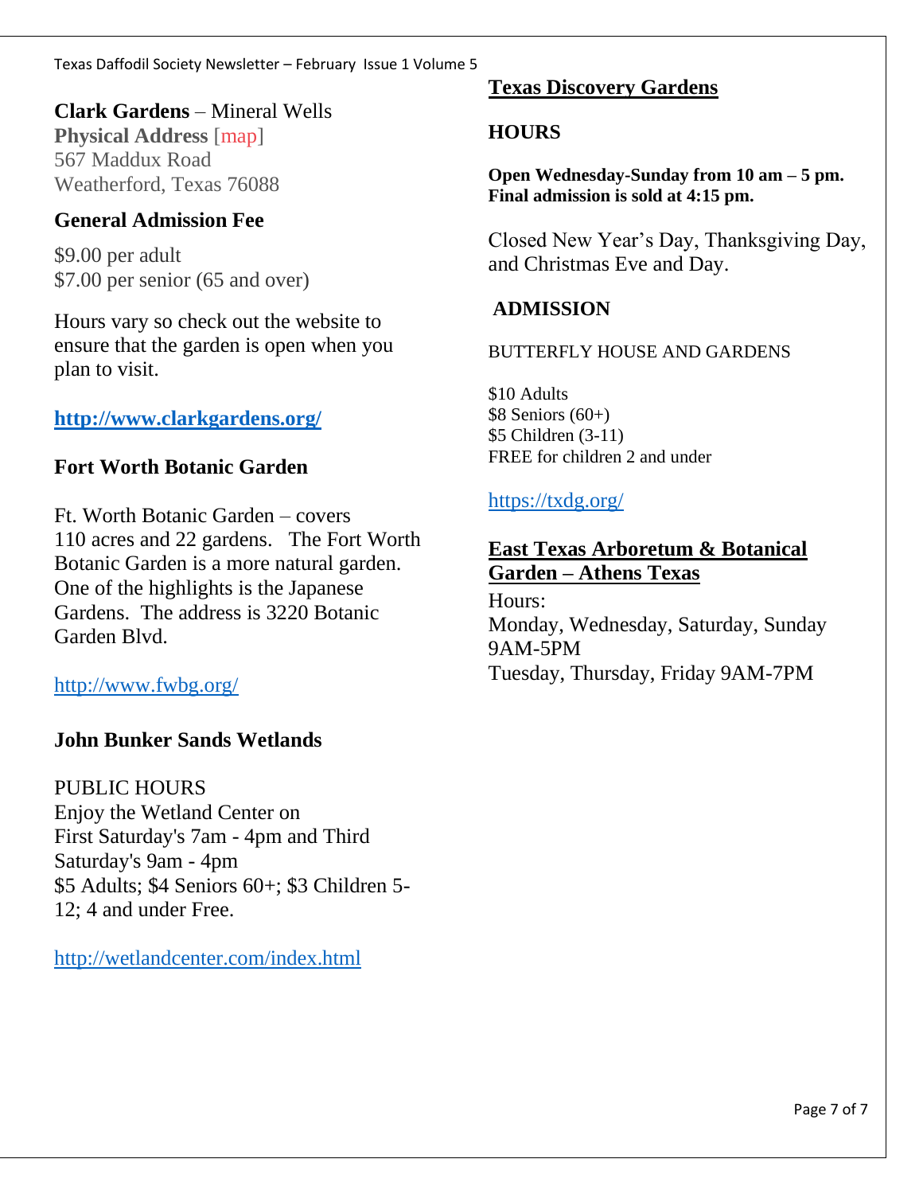**Clark Gardens** – Mineral Wells

**Physical Address** [map]
567 Maddux Road
Weatherford, Texas 76088

### General Admission Fee

$9.00 per adult
$7.00 per senior (65 and over)

Hours vary so check out the website to ensure that the garden is open when you plan to visit.

**http://www.clarkgardens.org/**

### Fort Worth Botanic Garden

Ft. Worth Botanic Garden – covers 110 acres and 22 gardens. The Fort Worth Botanic Garden is a more natural garden. One of the highlights is the Japanese Gardens. The address is 3220 Botanic Garden Blvd.

http://www.fwbg.org/

### John Bunker Sands Wetlands

PUBLIC HOURS
Enjoy the Wetland Center on First Saturday's 7am - 4pm and Third Saturday's 9am - 4pm
$5 Adults; $4 Seniors 60+; $3 Children 5-12; 4 and under Free.

http://wetlandcenter.com/index.html

## Texas Discovery Gardens

### HOURS

**Open Wednesday-Sunday from 10 am – 5 pm. Final admission is sold at 4:15 pm.**

Closed New Year's Day, Thanksgiving Day, and Christmas Eve and Day.

### ADMISSION

BUTTERFLY HOUSE AND GARDENS

$10 Adults
$8 Seniors (60+)
$5 Children (3-11)
FREE for children 2 and under

https://txdg.org/

## East Texas Arboretum & Botanical Garden – Athens Texas

Hours:
Monday, Wednesday, Saturday, Sunday 9AM-5PM
Tuesday, Thursday, Friday 9AM-7PM